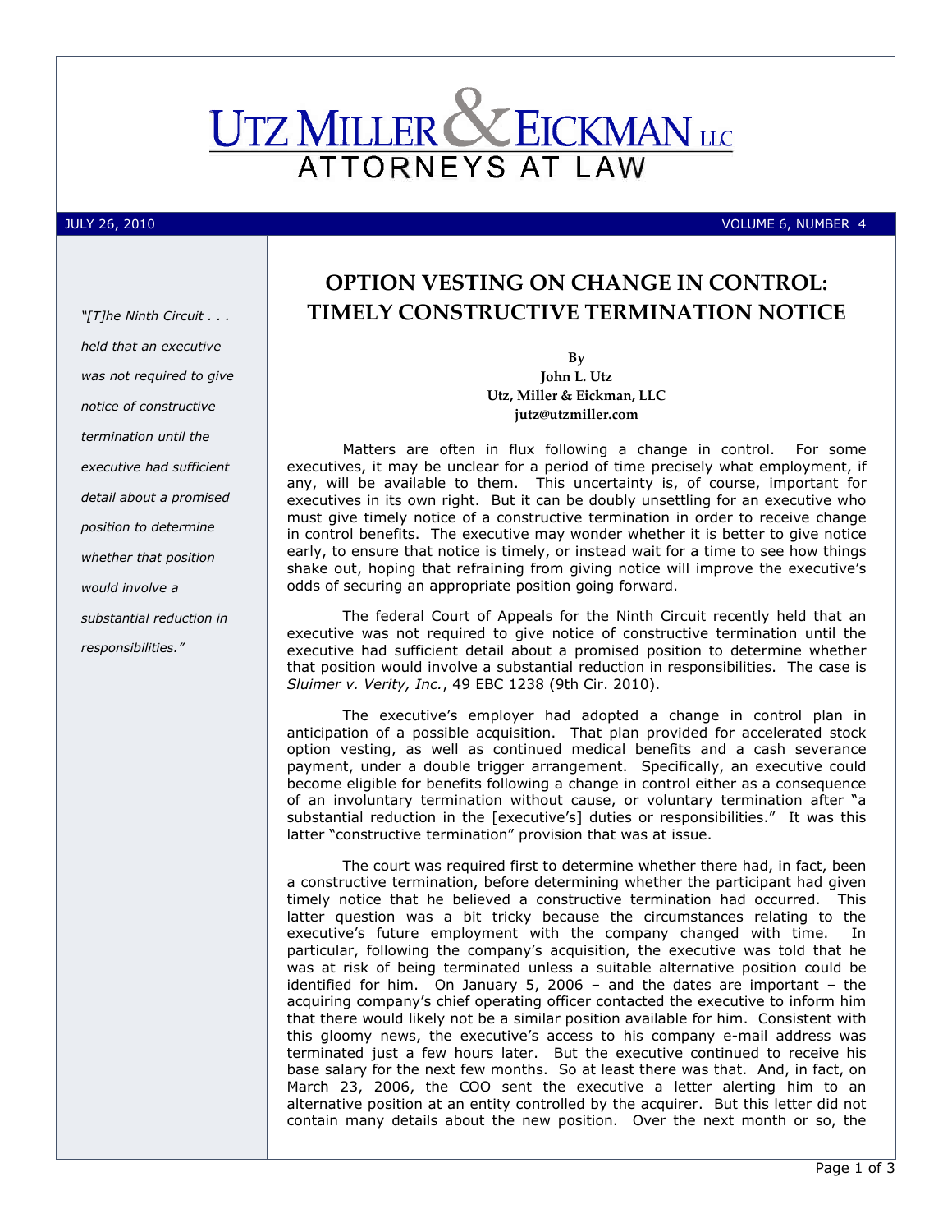# UTZ MILLER & EICKMAN LLC

ATTORNEYS AT LAW

JULY 26, 2010 VOLUME 6, NUMBER 4

*"[T]he Ninth Circuit . . . held that an executive was not required to give notice of constructive termination until the executive had sufficient detail about a promised position to determine whether that position would involve a substantial reduction in responsibilities."*

## OPTION VESTING ON CHANGE IN CONTROL: TIMELY CONSTRUCTIVE TERMINATION NOTICE

**By**
**John L. Utz**
**Utz, Miller & Eickman, LLC**
**jutz@utzmiller.com**

Matters are often in flux following a change in control. For some executives, it may be unclear for a period of time precisely what employment, if any, will be available to them. This uncertainty is, of course, important for executives in its own right. But it can be doubly unsettling for an executive who must give timely notice of a constructive termination in order to receive change in control benefits. The executive may wonder whether it is better to give notice early, to ensure that notice is timely, or instead wait for a time to see how things shake out, hoping that refraining from giving notice will improve the executive's odds of securing an appropriate position going forward.

The federal Court of Appeals for the Ninth Circuit recently held that an executive was not required to give notice of constructive termination until the executive had sufficient detail about a promised position to determine whether that position would involve a substantial reduction in responsibilities. The case is *Sluimer v. Verity, Inc.*, 49 EBC 1238 (9th Cir. 2010).

The executive's employer had adopted a change in control plan in anticipation of a possible acquisition. That plan provided for accelerated stock option vesting, as well as continued medical benefits and a cash severance payment, under a double trigger arrangement. Specifically, an executive could become eligible for benefits following a change in control either as a consequence of an involuntary termination without cause, or voluntary termination after "a substantial reduction in the [executive's] duties or responsibilities." It was this latter "constructive termination" provision that was at issue.

The court was required first to determine whether there had, in fact, been a constructive termination, before determining whether the participant had given timely notice that he believed a constructive termination had occurred. This latter question was a bit tricky because the circumstances relating to the executive's future employment with the company changed with time. In particular, following the company's acquisition, the executive was told that he was at risk of being terminated unless a suitable alternative position could be identified for him. On January 5, 2006 – and the dates are important – the acquiring company's chief operating officer contacted the executive to inform him that there would likely not be a similar position available for him. Consistent with this gloomy news, the executive's access to his company e-mail address was terminated just a few hours later. But the executive continued to receive his base salary for the next few months. So at least there was that. And, in fact, on March 23, 2006, the COO sent the executive a letter alerting him to an alternative position at an entity controlled by the acquirer. But this letter did not contain many details about the new position. Over the next month or so, the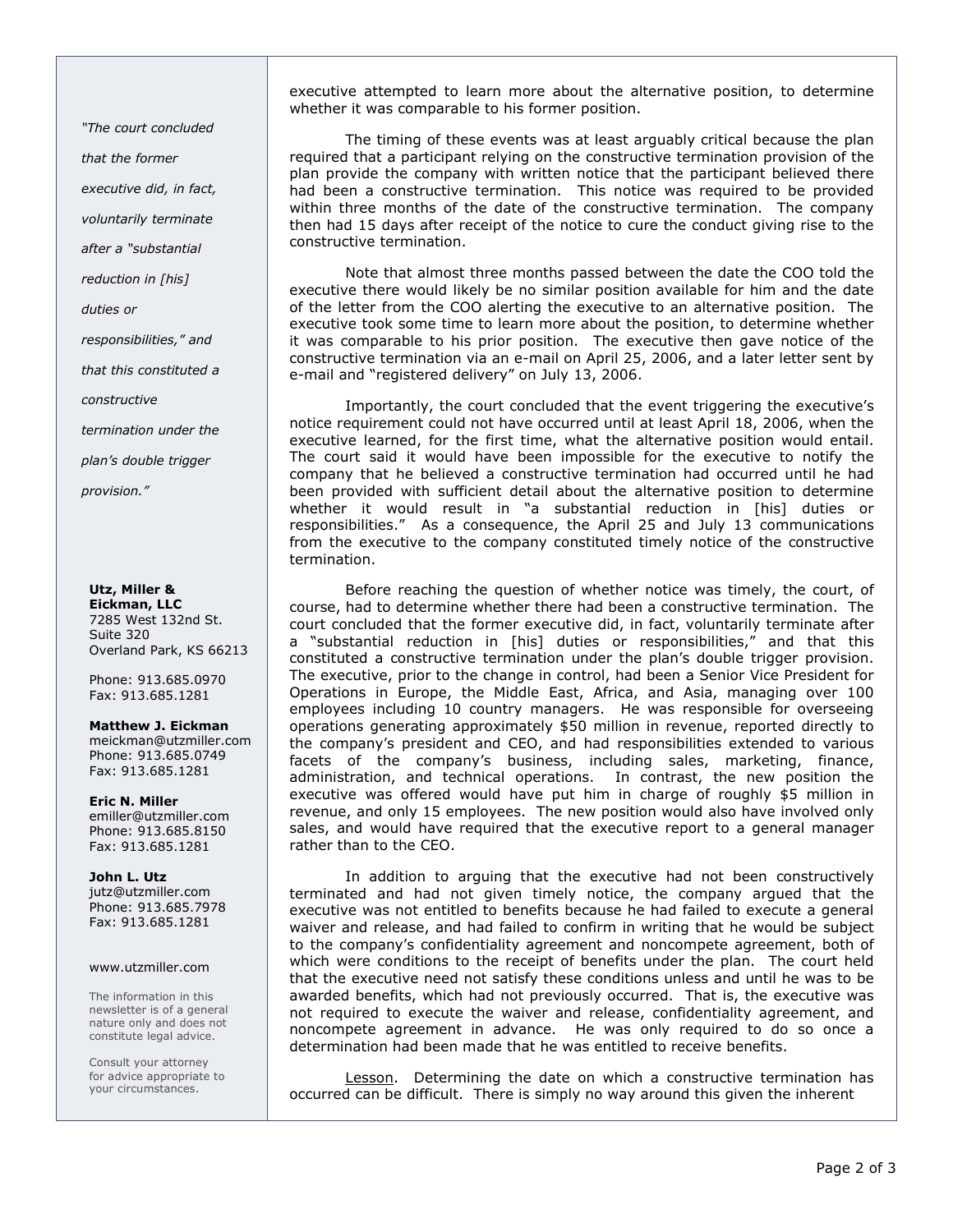executive attempted to learn more about the alternative position, to determine whether it was comparable to his former position.

The timing of these events was at least arguably critical because the plan required that a participant relying on the constructive termination provision of the plan provide the company with written notice that the participant believed there had been a constructive termination. This notice was required to be provided within three months of the date of the constructive termination. The company then had 15 days after receipt of the notice to cure the conduct giving rise to the constructive termination.

Note that almost three months passed between the date the COO told the executive there would likely be no similar position available for him and the date of the letter from the COO alerting the executive to an alternative position. The executive took some time to learn more about the position, to determine whether it was comparable to his prior position. The executive then gave notice of the constructive termination via an e-mail on April 25, 2006, and a later letter sent by e-mail and "registered delivery" on July 13, 2006.

Importantly, the court concluded that the event triggering the executive's notice requirement could not have occurred until at least April 18, 2006, when the executive learned, for the first time, what the alternative position would entail. The court said it would have been impossible for the executive to notify the company that he believed a constructive termination had occurred until he had been provided with sufficient detail about the alternative position to determine whether it would result in "a substantial reduction in [his] duties or responsibilities." As a consequence, the April 25 and July 13 communications from the executive to the company constituted timely notice of the constructive termination.

Before reaching the question of whether notice was timely, the court, of course, had to determine whether there had been a constructive termination. The court concluded that the former executive did, in fact, voluntarily terminate after a "substantial reduction in [his] duties or responsibilities," and that this constituted a constructive termination under the plan's double trigger provision. The executive, prior to the change in control, had been a Senior Vice President for Operations in Europe, the Middle East, Africa, and Asia, managing over 100 employees including 10 country managers. He was responsible for overseeing operations generating approximately $50 million in revenue, reported directly to the company's president and CEO, and had responsibilities extended to various facets of the company's business, including sales, marketing, finance, administration, and technical operations. In contrast, the new position the executive was offered would have put him in charge of roughly $5 million in revenue, and only 15 employees. The new position would also have involved only sales, and would have required that the executive report to a general manager rather than to the CEO.

In addition to arguing that the executive had not been constructively terminated and had not given timely notice, the company argued that the executive was not entitled to benefits because he had failed to execute a general waiver and release, and had failed to confirm in writing that he would be subject to the company's confidentiality agreement and noncompete agreement, both of which were conditions to the receipt of benefits under the plan. The court held that the executive need not satisfy these conditions unless and until he was to be awarded benefits, which had not previously occurred. That is, the executive was not required to execute the waiver and release, confidentiality agreement, and noncompete agreement in advance. He was only required to do so once a determination had been made that he was entitled to receive benefits.

Lesson. Determining the date on which a constructive termination has occurred can be difficult. There is simply no way around this given the inherent

*"The court concluded that the former executive did, in fact, voluntarily terminate after a "substantial reduction in [his] duties or responsibilities," and that this constituted a constructive termination under the plan's double trigger provision."*

**Utz, Miller & Eickman, LLC**
7285 West 132nd St.
Suite 320
Overland Park, KS 66213

Phone: 913.685.0970
Fax: 913.685.1281

**Matthew J. Eickman**
meickman@utzmiller.com
Phone: 913.685.0749
Fax: 913.685.1281

**Eric N. Miller**
emiller@utzmiller.com
Phone: 913.685.8150
Fax: 913.685.1281

**John L. Utz**
jutz@utzmiller.com
Phone: 913.685.7978
Fax: 913.685.1281

www.utzmiller.com

The information in this newsletter is of a general nature only and does not constitute legal advice.

Consult your attorney for advice appropriate to your circumstances.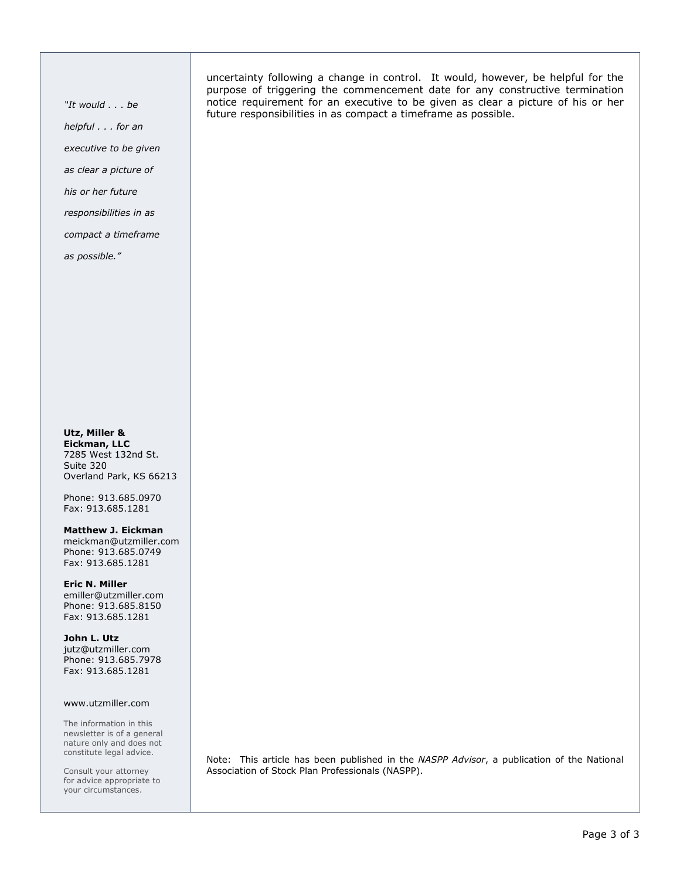uncertainty following a change in control. It would, however, be helpful for the purpose of triggering the commencement date for any constructive termination notice requirement for an executive to be given as clear a picture of his or her future responsibilities in as compact a timeframe as possible.

*"It would . . . be helpful . . . for an executive to be given as clear a picture of his or her future responsibilities in as compact a timeframe as possible."*

Note: This article has been published in the *NASPP Advisor*, a publication of the National Association of Stock Plan Professionals (NASPP).

**Utz, Miller & Eickman, LLC**
7285 West 132nd St.
Suite 320
Overland Park, KS 66213

Phone: 913.685.0970
Fax: 913.685.1281

**Matthew J. Eickman**
meickman@utzmiller.com
Phone: 913.685.0749
Fax: 913.685.1281

**Eric N. Miller**
emiller@utzmiller.com
Phone: 913.685.8150
Fax: 913.685.1281

**John L. Utz**
jutz@utzmiller.com
Phone: 913.685.7978
Fax: 913.685.1281

www.utzmiller.com

The information in this newsletter is of a general nature only and does not constitute legal advice.

Consult your attorney for advice appropriate to your circumstances.